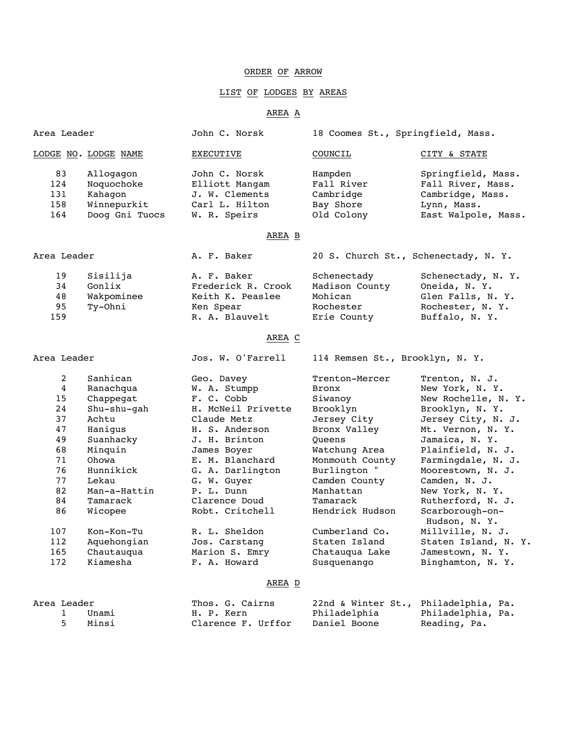# ORDER OF ARROW

## LIST OF LODGES BY AREAS

### AREA A

Area Leader — John C. Norsk — 18 Coomes St., Springfield, Mass.

| LODGE NO. | LODGE NAME | EXECUTIVE | COUNCIL | CITY & STATE |
|---|---|---|---|---|
| 83 | Allogagon | John C. Norsk | Hampden | Springfield, Mass. |
| 124 | Noquochoke | Elliott Mangam | Fall River | Fall River, Mass. |
| 131 | Kahagon | J. W. Clements | Cambridge | Cambridge, Mass. |
| 158 | Winnepurkit | Carl L. Hilton | Bay Shore | Lynn, Mass. |
| 164 | Doog Gni Tuocs | W. R. Speirs | Old Colony | East Walpole, Mass. |

### AREA B

Area Leader — A. F. Baker — 20 S. Church St., Schenectady, N. Y.

| LODGE NO. | LODGE NAME | EXECUTIVE | COUNCIL | CITY & STATE |
|---|---|---|---|---|
| 19 | Sisilija | A. F. Baker | Schenectady | Schenectady, N. Y. |
| 34 | Gonlix | Frederick R. Crook | Madison County | Oneida, N. Y. |
| 48 | Wakpominee | Keith K. Peaslee | Mohican | Glen Falls, N. Y. |
| 95 | Ty-Ohni | Ken Spear | Rochester | Rochester, N. Y. |
| 159 | | R. A. Blauvelt | Erie County | Buffalo, N. Y. |

### AREA C

Area Leader — Jos. W. O'Farrell — 114 Remsen St., Brooklyn, N. Y.

| LODGE NO. | LODGE NAME | EXECUTIVE | COUNCIL | CITY & STATE |
|---|---|---|---|---|
| 2 | Sanhican | Geo. Davey | Trenton-Mercer | Trenton, N. J. |
| 4 | Ranachqua | W. A. Stumpp | Bronx | New York, N. Y. |
| 15 | Chappegat | F. C. Cobb | Siwanoy | New Rochelle, N. Y. |
| 24 | Shu-shu-gah | H. McNeil Privette | Brooklyn | Brooklyn, N. Y. |
| 37 | Achtu | Claude Metz | Jersey City | Jersey City, N. J. |
| 47 | Hanigus | H. S. Anderson | Bronx Valley | Mt. Vernon, N. Y. |
| 49 | Suanhacky | J. H. Brinton | Queens | Jamaica, N. Y. |
| 68 | Minquin | James Boyer | Watchung Area | Plainfield, N. J. |
| 71 | Ohowa | E. M. Blanchard | Monmouth County | Farmingdale, N. J. |
| 76 | Hunnikick | G. A. Darlington | Burlington " | Moorestown, N. J. |
| 77 | Lekau | G. W. Guyer | Camden County | Camden, N. J. |
| 82 | Man-a-Hattin | P. L. Dunn | Manhattan | New York, N. Y. |
| 84 | Tamarack | Clarence Doud | Tamarack | Rutherford, N. J. |
| 86 | Wicopee | Robt. Critchell | Hendrick Hudson | Scarborough-on-Hudson, N. Y. |
| 107 | Kon-Kon-Tu | R. L. Sheldon | Cumberland Co. | Millville, N. J. |
| 112 | Aquehongian | Jos. Carstang | Staten Island | Staten Island, N. Y. |
| 165 | Chautauqua | Marion S. Emry | Chatauqua Lake | Jamestown, N. Y. |
| 172 | Kiamesha | F. A. Howard | Susquenango | Binghamton, N. Y. |

### AREA D

Area Leader — Thos. G. Cairns — 22nd & Winter St., Philadelphia, Pa.

| LODGE NO. | LODGE NAME | EXECUTIVE | COUNCIL | CITY & STATE |
|---|---|---|---|---|
| 1 | Unami | H. P. Kern | Philadelphia | Philadelphia, Pa. |
| 5 | Minsi | Clarence F. Urffor | Daniel Boone | Reading, Pa. |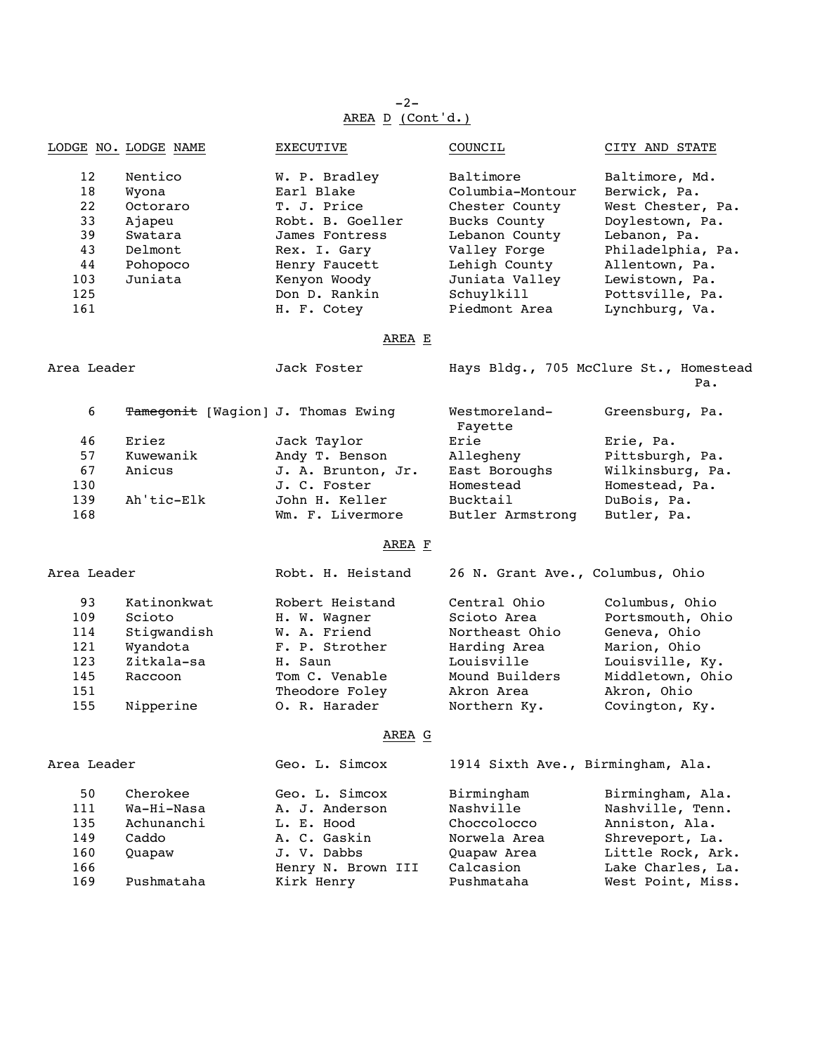## AREA D (Cont'd.)

| LODGE NO. | LODGE NAME | EXECUTIVE | COUNCIL | CITY AND STATE |
|---|---|---|---|---|
| 12 | Nentico | W. P. Bradley | Baltimore | Baltimore, Md. |
| 18 | Wyona | Earl Blake | Columbia-Montour | Berwick, Pa. |
| 22 | Octoraro | T. J. Price | Chester County | West Chester, Pa. |
| 33 | Ajapeu | Robt. B. Goeller | Bucks County | Doylestown, Pa. |
| 39 | Swatara | James Fontress | Lebanon County | Lebanon, Pa. |
| 43 | Delmont | Rex. I. Gary | Valley Forge | Philadelphia, Pa. |
| 44 | Pohopoco | Henry Faucett | Lehigh County | Allentown, Pa. |
| 103 | Juniata | Kenyon Woody | Juniata Valley | Lewistown, Pa. |
| 125 | | Don D. Rankin | Schuylkill | Pottsville, Pa. |
| 161 | | H. F. Cotey | Piedmont Area | Lynchburg, Va. |

## AREA E

Area Leader — Jack Foster — Hays Bldg., 705 McClure St., Homestead Pa.

| LODGE NO. | LODGE NAME | EXECUTIVE | COUNCIL | CITY AND STATE |
|---|---|---|---|---|
| 6 | ~~Tamegonit~~ [Wagion] | J. Thomas Ewing | Westmoreland-Fayette | Greensburg, Pa. |
| 46 | Eriez | Jack Taylor | Erie | Erie, Pa. |
| 57 | Kuwewanik | Andy T. Benson | Allegheny | Pittsburgh, Pa. |
| 67 | Anicus | J. A. Brunton, Jr. | East Boroughs | Wilkinsburg, Pa. |
| 130 | | J. C. Foster | Homestead | Homestead, Pa. |
| 139 | Ah'tic-Elk | John H. Keller | Bucktail | DuBois, Pa. |
| 168 | | Wm. F. Livermore | Butler Armstrong | Butler, Pa. |

## AREA F

Area Leader — Robt. H. Heistand — 26 N. Grant Ave., Columbus, Ohio

| LODGE NO. | LODGE NAME | EXECUTIVE | COUNCIL | CITY AND STATE |
|---|---|---|---|---|
| 93 | Katinonkwat | Robert Heistand | Central Ohio | Columbus, Ohio |
| 109 | Scioto | H. W. Wagner | Scioto Area | Portsmouth, Ohio |
| 114 | Stigwandish | W. A. Friend | Northeast Ohio | Geneva, Ohio |
| 121 | Wyandota | F. P. Strother | Harding Area | Marion, Ohio |
| 123 | Zitkala-sa | H. Saun | Louisville | Louisville, Ky. |
| 145 | Raccoon | Tom C. Venable | Mound Builders | Middletown, Ohio |
| 151 | | Theodore Foley | Akron Area | Akron, Ohio |
| 155 | Nipperine | O. R. Harader | Northern Ky. | Covington, Ky. |

## AREA G

Area Leader — Geo. L. Simcox — 1914 Sixth Ave., Birmingham, Ala.

| LODGE NO. | LODGE NAME | EXECUTIVE | COUNCIL | CITY AND STATE |
|---|---|---|---|---|
| 50 | Cherokee | Geo. L. Simcox | Birmingham | Birmingham, Ala. |
| 111 | Wa-Hi-Nasa | A. J. Anderson | Nashville | Nashville, Tenn. |
| 135 | Achunanchi | L. E. Hood | Choccolocco | Anniston, Ala. |
| 149 | Caddo | A. C. Gaskin | Norwela Area | Shreveport, La. |
| 160 | Quapaw | J. V. Dabbs | Quapaw Area | Little Rock, Ark. |
| 166 | | Henry N. Brown III | Calcasion | Lake Charles, La. |
| 169 | Pushmataha | Kirk Henry | Pushmataha | West Point, Miss. |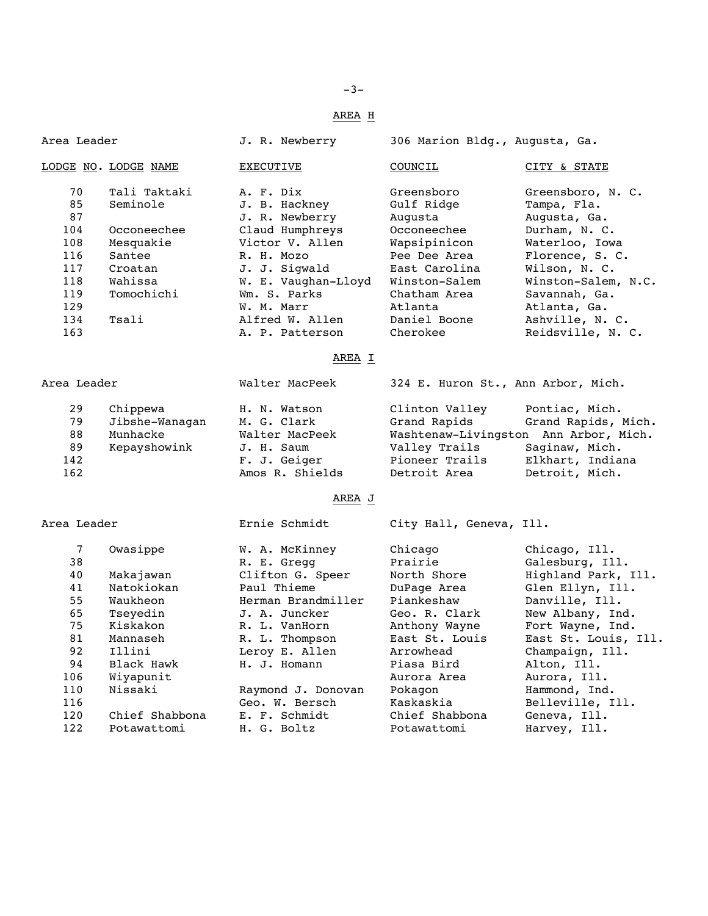## AREA H

Area Leader J. R. Newberry 306 Marion Bldg., Augusta, Ga.

| LODGE NO. | LODGE NAME | EXECUTIVE | COUNCIL | CITY & STATE |
|---|---|---|---|---|
| 70 | Tali Taktaki | A. F. Dix | Greensboro | Greensboro, N. C. |
| 85 | Seminole | J. B. Hackney | Gulf Ridge | Tampa, Fla. |
| 87 | | J. R. Newberry | Augusta | Augusta, Ga. |
| 104 | Occoneechee | Claud Humphreys | Occoneechee | Durham, N. C. |
| 108 | Mesquakie | Victor V. Allen | Wapsipinicon | Waterloo, Iowa |
| 116 | Santee | R. H. Mozo | Pee Dee Area | Florence, S. C. |
| 117 | Croatan | J. J. Sigwald | East Carolina | Wilson, N. C. |
| 118 | Wahissa | W. E. Vaughan-Lloyd | Winston-Salem | Winston-Salem, N.C. |
| 119 | Tomochichi | Wm. S. Parks | Chatham Area | Savannah, Ga. |
| 129 | | W. M. Marr | Atlanta | Atlanta, Ga. |
| 134 | Tsali | Alfred W. Allen | Daniel Boone | Ashville, N. C. |
| 163 | | A. P. Patterson | Cherokee | Reidsville, N. C. |

## AREA I

Area Leader Walter MacPeek 324 E. Huron St., Ann Arbor, Mich.

| LODGE NO. | LODGE NAME | EXECUTIVE | COUNCIL | CITY & STATE |
|---|---|---|---|---|
| 29 | Chippewa | H. N. Watson | Clinton Valley | Pontiac, Mich. |
| 79 | Jibshe-Wanagan | M. G. Clark | Grand Rapids | Grand Rapids, Mich. |
| 88 | Munhacke | Walter MacPeek | Washtenaw-Livingston | Ann Arbor, Mich. |
| 89 | Kepayshowink | J. H. Saum | Valley Trails | Saginaw, Mich. |
| 142 | | F. J. Geiger | Pioneer Trails | Elkhart, Indiana |
| 162 | | Amos R. Shields | Detroit Area | Detroit, Mich. |

## AREA J

Area Leader Ernie Schmidt City Hall, Geneva, Ill.

| LODGE NO. | LODGE NAME | EXECUTIVE | COUNCIL | CITY & STATE |
|---|---|---|---|---|
| 7 | Owasippe | W. A. McKinney | Chicago | Chicago, Ill. |
| 38 | | R. E. Gregg | Prairie | Galesburg, Ill. |
| 40 | Makajawan | Clifton G. Speer | North Shore | Highland Park, Ill. |
| 41 | Natokiokan | Paul Thieme | DuPage Area | Glen Ellyn, Ill. |
| 55 | Waukheon | Herman Brandmiller | Piankeshaw | Danville, Ill. |
| 65 | Tseyedin | J. A. Juncker | Geo. R. Clark | New Albany, Ind. |
| 75 | Kiskakon | R. L. VanHorn | Anthony Wayne | Fort Wayne, Ind. |
| 81 | Mannaseh | R. L. Thompson | East St. Louis | East St. Louis, Ill. |
| 92 | Illini | Leroy E. Allen | Arrowhead | Champaign, Ill. |
| 94 | Black Hawk | H. J. Homann | Piasa Bird | Alton, Ill. |
| 106 | Wiyapunit | | Aurora Area | Aurora, Ill. |
| 110 | Nissaki | Raymond J. Donovan | Pokagon | Hammond, Ind. |
| 116 | | Geo. W. Bersch | Kaskaskia | Belleville, Ill. |
| 120 | Chief Shabbona | E. F. Schmidt | Chief Shabbona | Geneva, Ill. |
| 122 | Potawattomi | H. G. Boltz | Potawattomi | Harvey, Ill. |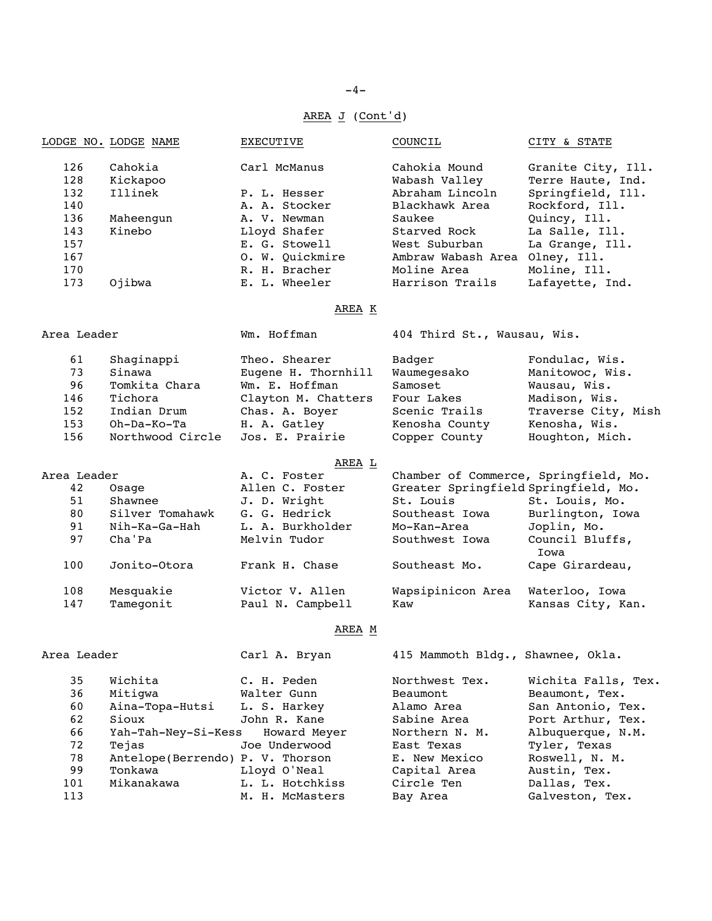## AREA J (Cont'd)

| LODGE NO. | LODGE NAME | EXECUTIVE | COUNCIL | CITY & STATE |
|---|---|---|---|---|
| 126 | Cahokia | Carl McManus | Cahokia Mound | Granite City, Ill. |
| 128 | Kickapoo | | Wabash Valley | Terre Haute, Ind. |
| 132 | Illinek | P. L. Hesser | Abraham Lincoln | Springfield, Ill. |
| 140 | | A. A. Stocker | Blackhawk Area | Rockford, Ill. |
| 136 | Maheengun | A. V. Newman | Saukee | Quincy, Ill. |
| 143 | Kinebo | Lloyd Shafer | Starved Rock | La Salle, Ill. |
| 157 | | E. G. Stowell | West Suburban | La Grange, Ill. |
| 167 | | O. W. Quickmire | Ambraw Wabash Area | Olney, Ill. |
| 170 | | R. H. Bracher | Moline Area | Moline, Ill. |
| 173 | Ojibwa | E. L. Wheeler | Harrison Trails | Lafayette, Ind. |

## AREA K

| | | | | |
|---|---|---|---|---|
| Area Leader | | Wm. Hoffman | 404 Third St., Wausau, Wis. | |
| 61 | Shaginappi | Theo. Shearer | Badger | Fondulac, Wis. |
| 73 | Sinawa | Eugene H. Thornhill | Waumegesako | Manitowoc, Wis. |
| 96 | Tomkita Chara | Wm. E. Hoffman | Samoset | Wausau, Wis. |
| 146 | Tichora | Clayton M. Chatters | Four Lakes | Madison, Wis. |
| 152 | Indian Drum | Chas. A. Boyer | Scenic Trails | Traverse City, Mish |
| 153 | Oh-Da-Ko-Ta | H. A. Gatley | Kenosha County | Kenosha, Wis. |
| 156 | Northwood Circle | Jos. E. Prairie | Copper County | Houghton, Mich. |

## AREA L

| | | | | |
|---|---|---|---|---|
| Area Leader | | A. C. Foster | Chamber of Commerce, Springfield, Mo. | |
| 42 | Osage | Allen C. Foster | Greater Springfield | Springfield, Mo. |
| 51 | Shawnee | J. D. Wright | St. Louis | St. Louis, Mo. |
| 80 | Silver Tomahawk | G. G. Hedrick | Southeast Iowa | Burlington, Iowa |
| 91 | Nih-Ka-Ga-Hah | L. A. Burkholder | Mo-Kan-Area | Joplin, Mo. |
| 97 | Cha'Pa | Melvin Tudor | Southwest Iowa | Council Bluffs, Iowa |
| 100 | Jonito-Otora | Frank H. Chase | Southeast Mo. | Cape Girardeau, |
| 108 | Mesquakie | Victor V. Allen | Wapsipinicon Area | Waterloo, Iowa |
| 147 | Tamegonit | Paul N. Campbell | Kaw | Kansas City, Kan. |

## AREA M

| | | | | |
|---|---|---|---|---|
| Area Leader | | Carl A. Bryan | 415 Mammoth Bldg., Shawnee, Okla. | |
| 35 | Wichita | C. H. Peden | Northwest Tex. | Wichita Falls, Tex. |
| 36 | Mitigwa | Walter Gunn | Beaumont | Beaumont, Tex. |
| 60 | Aina-Topa-Hutsi | L. S. Harkey | Alamo Area | San Antonio, Tex. |
| 62 | Sioux | John R. Kane | Sabine Area | Port Arthur, Tex. |
| 66 | Yah-Tah-Ney-Si-Kess | Howard Meyer | Northern N. M. | Albuquerque, N.M. |
| 72 | Tejas | Joe Underwood | East Texas | Tyler, Texas |
| 78 | Antelope(Berrendo) | P. V. Thorson | E. New Mexico | Roswell, N. M. |
| 99 | Tonkawa | Lloyd O'Neal | Capital Area | Austin, Tex. |
| 101 | Mikanakawa | L. L. Hotchkiss | Circle Ten | Dallas, Tex. |
| 113 | | M. H. McMasters | Bay Area | Galveston, Tex. |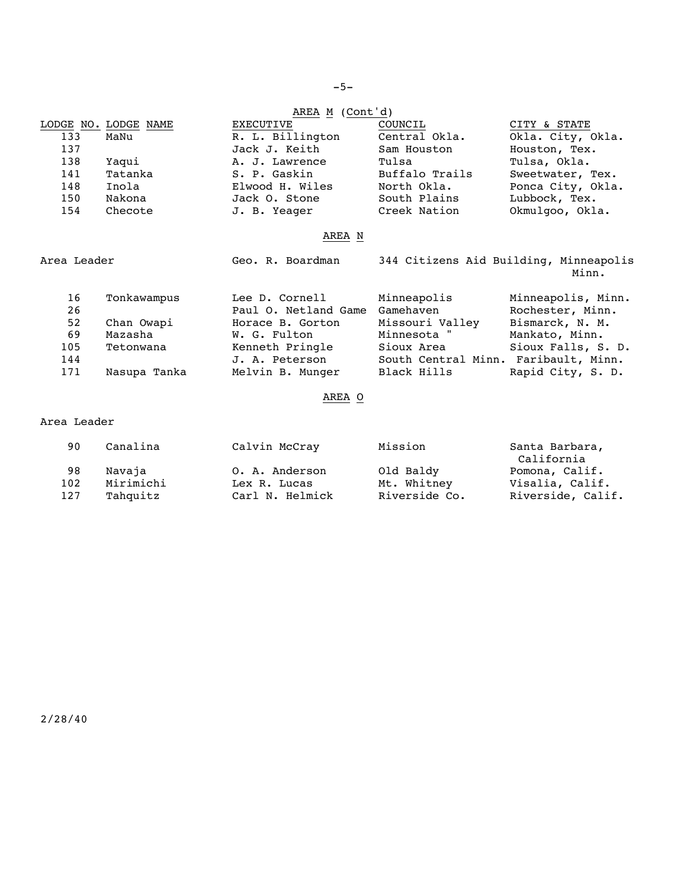AREA M (Cont'd)

| LODGE NO. | LODGE NAME | EXECUTIVE | COUNCIL | CITY & STATE |
|---|---|---|---|---|
| 133 | MaNu | R. L. Billington | Central Okla. | Okla. City, Okla. |
| 137 | | Jack J. Keith | Sam Houston | Houston, Tex. |
| 138 | Yaqui | A. J. Lawrence | Tulsa | Tulsa, Okla. |
| 141 | Tatanka | S. P. Gaskin | Buffalo Trails | Sweetwater, Tex. |
| 148 | Inola | Elwood H. Wiles | North Okla. | Ponca City, Okla. |
| 150 | Nakona | Jack O. Stone | South Plains | Lubbock, Tex. |
| 154 | Checote | J. B. Yeager | Creek Nation | Okmulgoo, Okla. |

AREA N

Area Leader — Geo. R. Boardman — 344 Citizens Aid Building, Minneapolis Minn.

| | | | | |
|---|---|---|---|---|
| 16 | Tonkawampus | Lee D. Cornell | Minneapolis | Minneapolis, Minn. |
| 26 | | Paul O. Netland Game | Gamehaven | Rochester, Minn. |
| 52 | Chan Owapi | Horace B. Gorton | Missouri Valley | Bismarck, N. M. |
| 69 | Mazasha | W. G. Fulton | Minnesota " | Mankato, Minn. |
| 105 | Tetonwana | Kenneth Pringle | Sioux Area | Sioux Falls, S. D. |
| 144 | | J. A. Peterson | South Central Minn. | Faribault, Minn. |
| 171 | Nasupa Tanka | Melvin B. Munger | Black Hills | Rapid City, S. D. |

AREA O

Area Leader

| | | | | |
|---|---|---|---|---|
| 90 | Canalina | Calvin McCray | Mission | Santa Barbara, California |
| 98 | Navaja | O. A. Anderson | Old Baldy | Pomona, Calif. |
| 102 | Mirimichi | Lex R. Lucas | Mt. Whitney | Visalia, Calif. |
| 127 | Tahquitz | Carl N. Helmick | Riverside Co. | Riverside, Calif. |

2/28/40